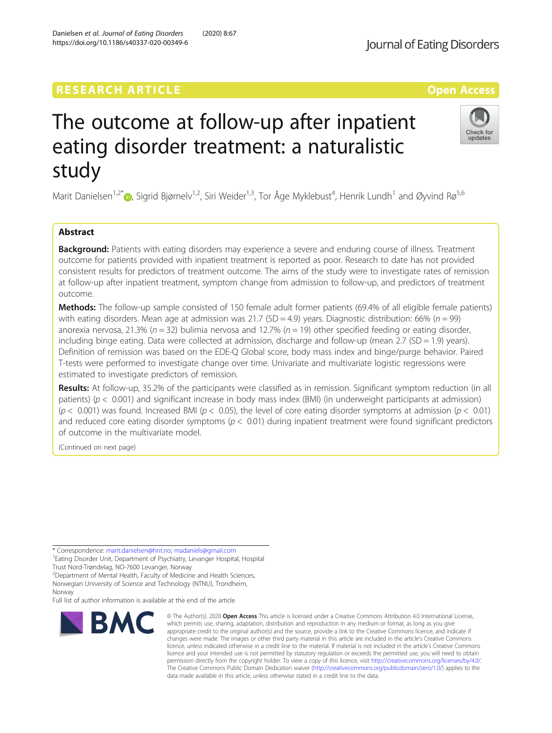RESEARCH ARTICLE

Open Access

# The outcome at follow-up after inpatient eating disorder treatment: a naturalistic study

Marit Danielsen[1,2*], Sigrid Bjørnelv[1,2], Siri Weider[1,3], Tor Åge Myklebust[4], Henrik Lundh[1] and Øyvind Rø[5,6]

## Abstract

**Background:** Patients with eating disorders may experience a severe and enduring course of illness. Treatment outcome for patients provided with inpatient treatment is reported as poor. Research to date has not provided consistent results for predictors of treatment outcome. The aims of the study were to investigate rates of remission at follow-up after inpatient treatment, symptom change from admission to follow-up, and predictors of treatment outcome.

**Methods:** The follow-up sample consisted of 150 female adult former patients (69.4% of all eligible female patients) with eating disorders. Mean age at admission was 21.7 (SD = 4.9) years. Diagnostic distribution: 66% ($n = 99$) anorexia nervosa, 21.3% ($n = 32$) bulimia nervosa and 12.7% ($n = 19$) other specified feeding or eating disorder, including binge eating. Data were collected at admission, discharge and follow-up (mean 2.7 (SD = 1.9) years). Definition of remission was based on the EDE-Q Global score, body mass index and binge/purge behavior. Paired T-tests were performed to investigate change over time. Univariate and multivariate logistic regressions were estimated to investigate predictors of remission.

**Results:** At follow-up, 35.2% of the participants were classified as in remission. Significant symptom reduction (in all patients) ($p < 0.001$) and significant increase in body mass index (BMI) (in underweight participants at admission) ($p < 0.001$) was found. Increased BMI ($p < 0.05$), the level of core eating disorder symptoms at admission ($p < 0.01$) and reduced core eating disorder symptoms ($p < 0.01$) during inpatient treatment were found significant predictors of outcome in the multivariate model.

(Continued on next page)

* Correspondence: marit.danielsen@hnt.no; madaniels@gmail.com
[1]Eating Disorder Unit, Department of Psychiatry, Levanger Hospital, Hospital Trust Nord-Trøndelag, NO-7600 Levanger, Norway
[2]Department of Mental Health, Faculty of Medicine and Health Sciences, Norwegian University of Science and Technology (NTNU), Trondheim, Norway
Full list of author information is available at the end of the article

© The Author(s). 2020 **Open Access** This article is licensed under a Creative Commons Attribution 4.0 International License, which permits use, sharing, adaptation, distribution and reproduction in any medium or format, as long as you give appropriate credit to the original author(s) and the source, provide a link to the Creative Commons licence, and indicate if changes were made. The images or other third party material in this article are included in the article's Creative Commons licence, unless indicated otherwise in a credit line to the material. If material is not included in the article's Creative Commons licence and your intended use is not permitted by statutory regulation or exceeds the permitted use, you will need to obtain permission directly from the copyright holder. To view a copy of this licence, visit http://creativecommons.org/licenses/by/4.0/. The Creative Commons Public Domain Dedication waiver (http://creativecommons.org/publicdomain/zero/1.0/) applies to the data made available in this article, unless otherwise stated in a credit line to the data.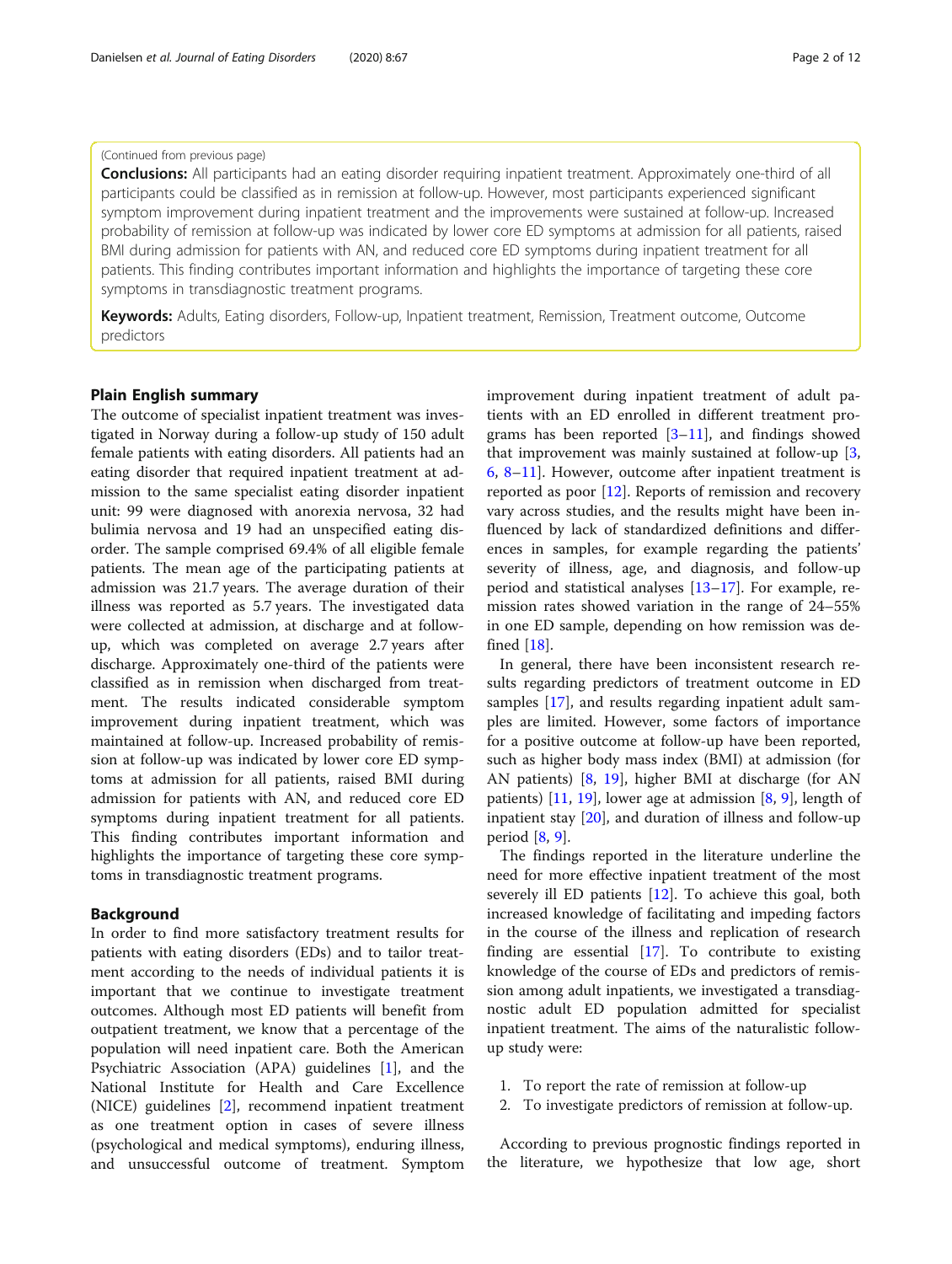(Continued from previous page)

**Conclusions:** All participants had an eating disorder requiring inpatient treatment. Approximately one-third of all participants could be classified as in remission at follow-up. However, most participants experienced significant symptom improvement during inpatient treatment and the improvements were sustained at follow-up. Increased probability of remission at follow-up was indicated by lower core ED symptoms at admission for all patients, raised BMI during admission for patients with AN, and reduced core ED symptoms during inpatient treatment for all patients. This finding contributes important information and highlights the importance of targeting these core symptoms in transdiagnostic treatment programs.

**Keywords:** Adults, Eating disorders, Follow-up, Inpatient treatment, Remission, Treatment outcome, Outcome predictors

## Plain English summary

The outcome of specialist inpatient treatment was investigated in Norway during a follow-up study of 150 adult female patients with eating disorders. All patients had an eating disorder that required inpatient treatment at admission to the same specialist eating disorder inpatient unit: 99 were diagnosed with anorexia nervosa, 32 had bulimia nervosa and 19 had an unspecified eating disorder. The sample comprised 69.4% of all eligible female patients. The mean age of the participating patients at admission was 21.7 years. The average duration of their illness was reported as 5.7 years. The investigated data were collected at admission, at discharge and at follow-up, which was completed on average 2.7 years after discharge. Approximately one-third of the patients were classified as in remission when discharged from treatment. The results indicated considerable symptom improvement during inpatient treatment, which was maintained at follow-up. Increased probability of remission at follow-up was indicated by lower core ED symptoms at admission for all patients, raised BMI during admission for patients with AN, and reduced core ED symptoms during inpatient treatment for all patients. This finding contributes important information and highlights the importance of targeting these core symptoms in transdiagnostic treatment programs.

## Background

In order to find more satisfactory treatment results for patients with eating disorders (EDs) and to tailor treatment according to the needs of individual patients it is important that we continue to investigate treatment outcomes. Although most ED patients will benefit from outpatient treatment, we know that a percentage of the population will need inpatient care. Both the American Psychiatric Association (APA) guidelines [1], and the National Institute for Health and Care Excellence (NICE) guidelines [2], recommend inpatient treatment as one treatment option in cases of severe illness (psychological and medical symptoms), enduring illness, and unsuccessful outcome of treatment. Symptom improvement during inpatient treatment of adult patients with an ED enrolled in different treatment programs has been reported [3–11], and findings showed that improvement was mainly sustained at follow-up [3, 6, 8–11]. However, outcome after inpatient treatment is reported as poor [12]. Reports of remission and recovery vary across studies, and the results might have been influenced by lack of standardized definitions and differences in samples, for example regarding the patients' severity of illness, age, and diagnosis, and follow-up period and statistical analyses [13–17]. For example, remission rates showed variation in the range of 24–55% in one ED sample, depending on how remission was defined [18].

In general, there have been inconsistent research results regarding predictors of treatment outcome in ED samples [17], and results regarding inpatient adult samples are limited. However, some factors of importance for a positive outcome at follow-up have been reported, such as higher body mass index (BMI) at admission (for AN patients) [8, 19], higher BMI at discharge (for AN patients) [11, 19], lower age at admission [8, 9], length of inpatient stay [20], and duration of illness and follow-up period [8, 9].

The findings reported in the literature underline the need for more effective inpatient treatment of the most severely ill ED patients [12]. To achieve this goal, both increased knowledge of facilitating and impeding factors in the course of the illness and replication of research finding are essential [17]. To contribute to existing knowledge of the course of EDs and predictors of remission among adult inpatients, we investigated a transdiagnostic adult ED population admitted for specialist inpatient treatment. The aims of the naturalistic follow-up study were:

1. To report the rate of remission at follow-up
2. To investigate predictors of remission at follow-up.

According to previous prognostic findings reported in the literature, we hypothesize that low age, short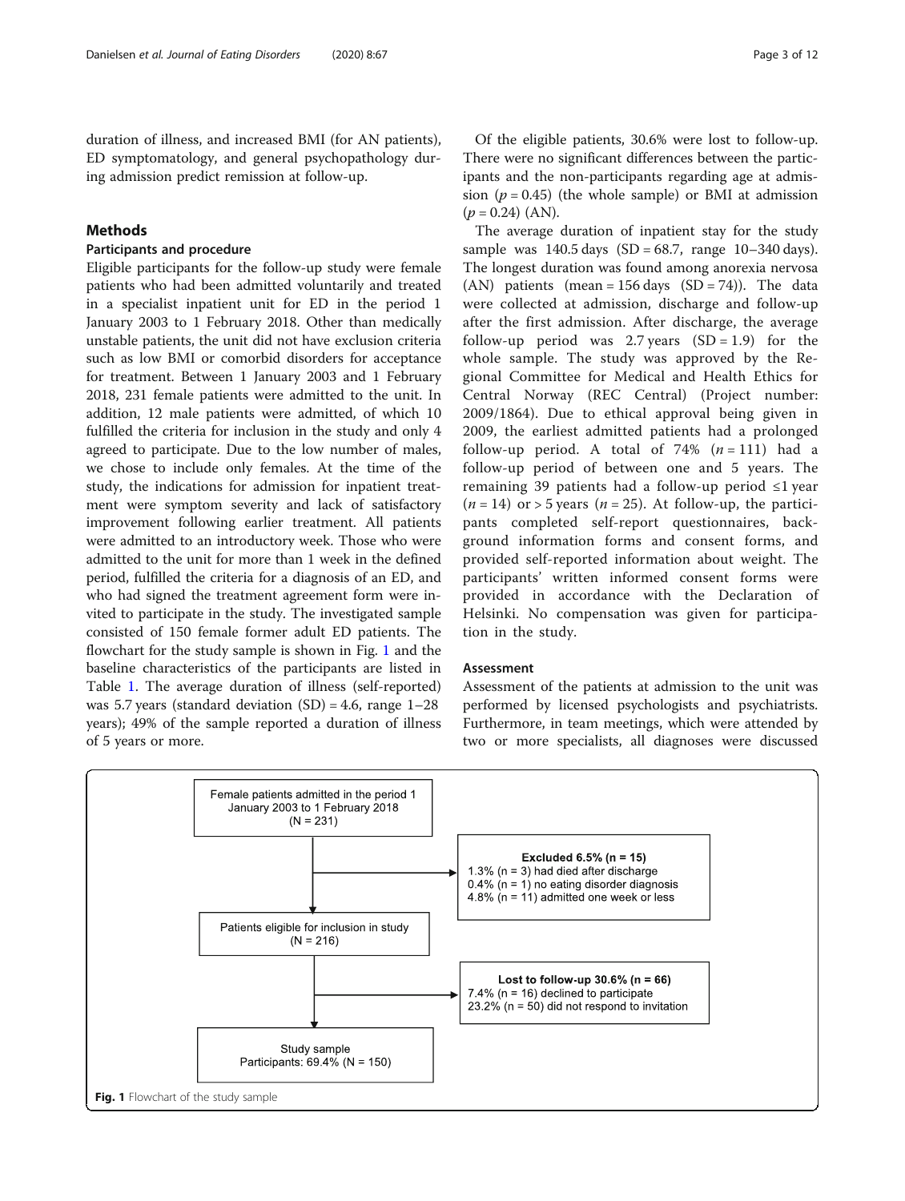duration of illness, and increased BMI (for AN patients), ED symptomatology, and general psychopathology during admission predict remission at follow-up.

## Methods

### Participants and procedure

Eligible participants for the follow-up study were female patients who had been admitted voluntarily and treated in a specialist inpatient unit for ED in the period 1 January 2003 to 1 February 2018. Other than medically unstable patients, the unit did not have exclusion criteria such as low BMI or comorbid disorders for acceptance for treatment. Between 1 January 2003 and 1 February 2018, 231 female patients were admitted to the unit. In addition, 12 male patients were admitted, of which 10 fulfilled the criteria for inclusion in the study and only 4 agreed to participate. Due to the low number of males, we chose to include only females. At the time of the study, the indications for admission for inpatient treatment were symptom severity and lack of satisfactory improvement following earlier treatment. All patients were admitted to an introductory week. Those who were admitted to the unit for more than 1 week in the defined period, fulfilled the criteria for a diagnosis of an ED, and who had signed the treatment agreement form were invited to participate in the study. The investigated sample consisted of 150 female former adult ED patients. The flowchart for the study sample is shown in Fig. 1 and the baseline characteristics of the participants are listed in Table 1. The average duration of illness (self-reported) was 5.7 years (standard deviation (SD) = 4.6, range 1–28 years); 49% of the sample reported a duration of illness of 5 years or more.

Of the eligible patients, 30.6% were lost to follow-up. There were no significant differences between the participants and the non-participants regarding age at admission ($p = 0.45$) (the whole sample) or BMI at admission ($p = 0.24$) (AN).

The average duration of inpatient stay for the study sample was 140.5 days (SD = 68.7, range 10–340 days). The longest duration was found among anorexia nervosa (AN) patients (mean = 156 days (SD = 74)). The data were collected at admission, discharge and follow-up after the first admission. After discharge, the average follow-up period was 2.7 years (SD = 1.9) for the whole sample. The study was approved by the Regional Committee for Medical and Health Ethics for Central Norway (REC Central) (Project number: 2009/1864). Due to ethical approval being given in 2009, the earliest admitted patients had a prolonged follow-up period. A total of 74% ($n = 111$) had a follow-up period of between one and 5 years. The remaining 39 patients had a follow-up period ≤1 year ($n = 14$) or > 5 years ($n = 25$). At follow-up, the participants completed self-report questionnaires, background information forms and consent forms, and provided self-reported information about weight. The participants' written informed consent forms were provided in accordance with the Declaration of Helsinki. No compensation was given for participation in the study.

### Assessment

Assessment of the patients at admission to the unit was performed by licensed psychologists and psychiatrists. Furthermore, in team meetings, which were attended by two or more specialists, all diagnoses were discussed

Female patients admitted in the period 1 January 2003 to 1 February 2018 (N = 231)

**Excluded 6.5% (n = 15)**
1.3% (n = 3) had died after discharge
0.4% (n = 1) no eating disorder diagnosis
4.8% (n = 11) admitted one week or less

Patients eligible for inclusion in study (N = 216)

**Lost to follow-up 30.6% (n = 66)**
7.4% (n = 16) declined to participate
23.2% (n = 50) did not respond to invitation

Study sample
Participants: 69.4% (N = 150)

**Fig. 1** Flowchart of the study sample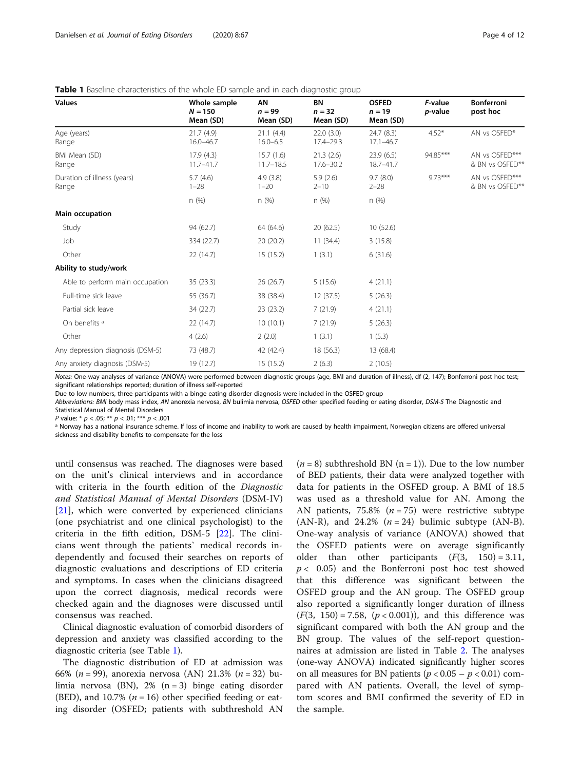**Table 1** Baseline characteristics of the whole ED sample and in each diagnostic group

| Values | Whole sample $N = 150$ Mean (SD) | AN $n = 99$ Mean (SD) | BN $n = 32$ Mean (SD) | OSFED $n = 19$ Mean (SD) | *F*-value *p*-value | Bonferroni post hoc |
|---|---|---|---|---|---|---|
| Age (years) | 21.7 (4.9) | 21.1 (4.4) | 22.0 (3.0) | 24.7 (8.3) | 4.52* | AN vs OSFED* |
| Range | 16.0–46.7 | 16.0–6.5 | 17.4–29.3 | 17.1–46.7 | | |
| BMI Mean (SD) | 17.9 (4.3) | 15.7 (1.6) | 21.3 (2.6) | 23.9 (6.5) | 94.85*** | AN vs OSFED*** & BN vs OSFED** |
| Range | 11.7–41.7 | 11.7–18.5 | 17.6–30.2 | 18.7–41.7 | | |
| Duration of illness (years) | 5.7 (4.6) | 4.9 (3.8) | 5.9 (2.6) | 9.7 (8.0) | 9.73*** | AN vs OSFED*** & BN vs OSFED** |
| Range | 1–28 | 1–20 | 2–10 | 2–28 | | |
| | n (%) | n (%) | n (%) | n (%) | | |
| **Main occupation** | | | | | | |
| Study | 94 (62.7) | 64 (64.6) | 20 (62.5) | 10 (52.6) | | |
| Job | 334 (22.7) | 20 (20.2) | 11 (34.4) | 3 (15.8) | | |
| Other | 22 (14.7) | 15 (15.2) | 1 (3.1) | 6 (31.6) | | |
| **Ability to study/work** | | | | | | |
| Able to perform main occupation | 35 (23.3) | 26 (26.7) | 5 (15.6) | 4 (21.1) | | |
| Full-time sick leave | 55 (36.7) | 38 (38.4) | 12 (37.5) | 5 (26.3) | | |
| Partial sick leave | 34 (22.7) | 23 (23.2) | 7 (21.9) | 4 (21.1) | | |
| On benefits [a] | 22 (14.7) | 10 (10.1) | 7 (21.9) | 5 (26.3) | | |
| Other | 4 (2.6) | 2 (2.0) | 1 (3.1) | 1 (5.3) | | |
| Any depression diagnosis (DSM-5) | 73 (48.7) | 42 (42.4) | 18 (56.3) | 13 (68.4) | | |
| Any anxiety diagnosis (DSM-5) | 19 (12.7) | 15 (15.2) | 2 (6.3) | 2 (10.5) | | |

*Notes:* One-way analyses of variance (ANOVA) were performed between diagnostic groups (age, BMI and duration of illness), df (2, 147); Bonferroni post hoc test; significant relationships reported; duration of illness self-reported

Due to low numbers, three participants with a binge eating disorder diagnosis were included in the OSFED group

*Abbreviations: BMI* body mass index, *AN* anorexia nervosa, *BN* bulimia nervosa, *OSFED* other specified feeding or eating disorder, *DSM-5* The Diagnostic and Statistical Manual of Mental Disorders

*P* value: * $p < .05$; ** $p < .01$; *** $p < .001$

[a] Norway has a national insurance scheme. If loss of income and inability to work are caused by health impairment, Norwegian citizens are offered universal sickness and disability benefits to compensate for the loss

until consensus was reached. The diagnoses were based on the unit's clinical interviews and in accordance with criteria in the fourth edition of the *Diagnostic and Statistical Manual of Mental Disorders* (DSM-IV) [21], which were converted by experienced clinicians (one psychiatrist and one clinical psychologist) to the criteria in the fifth edition, DSM-5 [22]. The clinicians went through the patients` medical records independently and focused their searches on reports of diagnostic evaluations and descriptions of ED criteria and symptoms. In cases when the clinicians disagreed upon the correct diagnosis, medical records were checked again and the diagnoses were discussed until consensus was reached.

Clinical diagnostic evaluation of comorbid disorders of depression and anxiety was classified according to the diagnostic criteria (see Table 1).

The diagnostic distribution of ED at admission was 66% ($n = 99$), anorexia nervosa (AN) 21.3% ($n = 32$) bulimia nervosa (BN), 2% ($n = 3$) binge eating disorder (BED), and 10.7% ($n = 16$) other specified feeding or eating disorder (OSFED; patients with subthreshold AN ($n = 8$) subthreshold BN ($n = 1$)). Due to the low number of BED patients, their data were analyzed together with data for patients in the OSFED group. A BMI of 18.5 was used as a threshold value for AN. Among the AN patients, 75.8% ($n = 75$) were restrictive subtype (AN-R), and 24.2% ($n = 24$) bulimic subtype (AN-B). One-way analysis of variance (ANOVA) showed that the OSFED patients were on average significantly older than other participants ($F(3,\ 150) = 3.11$, $p < 0.05$) and the Bonferroni post hoc test showed that this difference was significant between the OSFED group and the AN group. The OSFED group also reported a significantly longer duration of illness ($F(3,\ 150) = 7.58$, ($p < 0.001$)), and this difference was significant compared with both the AN group and the BN group. The values of the self-report questionnaires at admission are listed in Table 2. The analyses (one-way ANOVA) indicated significantly higher scores on all measures for BN patients ($p < 0.05 - p < 0.01$) compared with AN patients. Overall, the level of symptom scores and BMI confirmed the severity of ED in the sample.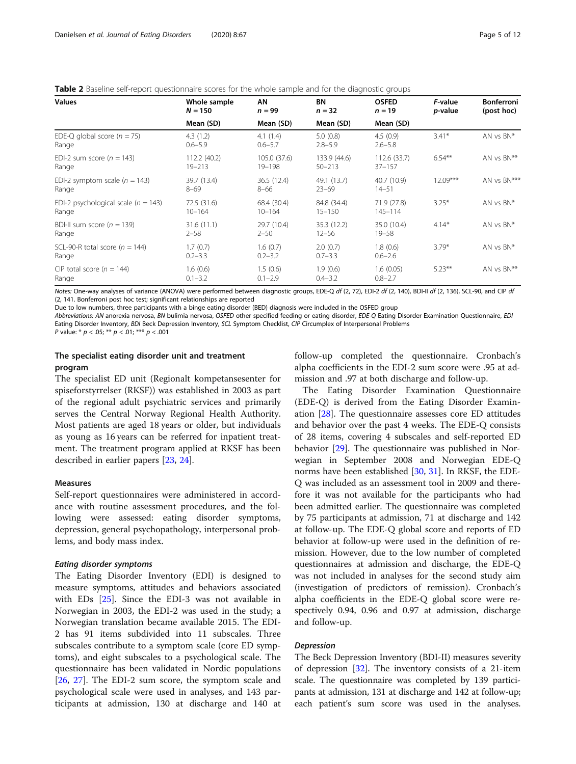**Table 2** Baseline self-report questionnaire scores for the whole sample and for the diagnostic groups

| Values | Whole sample $N = 150$ | AN $n = 99$ | BN $n = 32$ | OSFED $n = 19$ | *F*-value *p*-value | Bonferroni (post hoc) |
|---|---|---|---|---|---|---|
| | Mean (SD) | Mean (SD) | Mean (SD) | Mean (SD) | | |
| EDE-Q global score ($n = 75$) | 4.3 (1.2) | 4.1 (1.4) | 5.0 (0.8) | 4.5 (0.9) | 3.41* | AN vs BN* |
| Range | 0.6–5.9 | 0.6–5.7 | 2.8–5.9 | 2.6–5.8 | | |
| EDI-2 sum score ($n = 143$) | 112.2 (40.2) | 105.0 (37.6) | 133.9 (44.6) | 112.6 (33.7) | 6.54** | AN vs BN** |
| Range | 19–213 | 19–198 | 50–213 | 37–157 | | |
| EDI-2 symptom scale ($n = 143$) | 39.7 (13.4) | 36.5 (12.4) | 49.1 (13.7) | 40.7 (10.9) | 12.09*** | AN vs BN*** |
| Range | 8–69 | 8–66 | 23–69 | 14–51 | | |
| EDI-2 psychological scale ($n = 143$) | 72.5 (31.6) | 68.4 (30.4) | 84.8 (34.4) | 71.9 (27.8) | 3.25* | AN vs BN* |
| Range | 10–164 | 10–164 | 15–150 | 145–114 | | |
| BDI-II sum score ($n = 139$) | 31.6 (11.1) | 29.7 (10.4) | 35.3 (12.2) | 35.0 (10.4) | 4.14* | AN vs BN* |
| Range | 2–58 | 2–50 | 12–56 | 19–58 | | |
| SCL-90-R total score ($n = 144$) | 1.7 (0.7) | 1.6 (0.7) | 2.0 (0.7) | 1.8 (0.6) | 3.79* | AN vs BN* |
| Range | 0.2–3.3 | 0.2–3.2 | 0.7–3.3 | 0.6–2.6 | | |
| CIP total score ($n = 144$) | 1.6 (0.6) | 1.5 (0.6) | 1.9 (0.6) | 1.6 (0.05) | 5.23** | AN vs BN** |
| Range | 0.1–3.2 | 0.1–2.9 | 0.4–3.2 | 0.8–2.7 | | |

*Notes:* One-way analyses of variance (ANOVA) were performed between diagnostic groups, EDE-Q *df* (2, 72), EDI-2 *df* (2, 140), BDI-II *df* (2, 136), SCL-90, and CIP *df* (2, 141. Bonferroni post hoc test; significant relationships are reported

Due to low numbers, three participants with a binge eating disorder (BED) diagnosis were included in the OSFED group

*Abbreviations: AN* anorexia nervosa, *BN* bulimia nervosa, *OSFED* other specified feeding or eating disorder, *EDE-Q* Eating Disorder Examination Questionnaire, *EDI* Eating Disorder Inventory, *BDI* Beck Depression Inventory, *SCL* Symptom Checklist, *CIP* Circumplex of Interpersonal Problems

*P* value: * $p < .05$; ** $p < .01$; *** $p < .001$

### The specialist eating disorder unit and treatment program

The specialist ED unit (Regionalt kompetansesenter for spiseforstyrrelser (RKSF)) was established in 2003 as part of the regional adult psychiatric services and primarily serves the Central Norway Regional Health Authority. Most patients are aged 18 years or older, but individuals as young as 16 years can be referred for inpatient treatment. The treatment program applied at RKSF has been described in earlier papers [23, 24].

### Measures

Self-report questionnaires were administered in accordance with routine assessment procedures, and the following were assessed: eating disorder symptoms, depression, general psychopathology, interpersonal problems, and body mass index.

#### *Eating disorder symptoms*

The Eating Disorder Inventory (EDI) is designed to measure symptoms, attitudes and behaviors associated with EDs [25]. Since the EDI-3 was not available in Norwegian in 2003, the EDI-2 was used in the study; a Norwegian translation became available 2015. The EDI-2 has 91 items subdivided into 11 subscales. Three subscales contribute to a symptom scale (core ED symptoms), and eight subscales to a psychological scale. The questionnaire has been validated in Nordic populations [26, 27]. The EDI-2 sum score, the symptom scale and psychological scale were used in analyses, and 143 participants at admission, 130 at discharge and 140 at follow-up completed the questionnaire. Cronbach's alpha coefficients in the EDI-2 sum score were .95 at admission and .97 at both discharge and follow-up.

The Eating Disorder Examination Questionnaire (EDE-Q) is derived from the Eating Disorder Examination [28]. The questionnaire assesses core ED attitudes and behavior over the past 4 weeks. The EDE-Q consists of 28 items, covering 4 subscales and self-reported ED behavior [29]. The questionnaire was published in Norwegian in September 2008 and Norwegian EDE-Q norms have been established [30, 31]. In RKSF, the EDE-Q was included as an assessment tool in 2009 and therefore it was not available for the participants who had been admitted earlier. The questionnaire was completed by 75 participants at admission, 71 at discharge and 142 at follow-up. The EDE-Q global score and reports of ED behavior at follow-up were used in the definition of remission. However, due to the low number of completed questionnaires at admission and discharge, the EDE-Q was not included in analyses for the second study aim (investigation of predictors of remission). Cronbach's alpha coefficients in the EDE-Q global score were respectively 0.94, 0.96 and 0.97 at admission, discharge and follow-up.

#### *Depression*

The Beck Depression Inventory (BDI-II) measures severity of depression [32]. The inventory consists of a 21-item scale. The questionnaire was completed by 139 participants at admission, 131 at discharge and 142 at follow-up; each patient's sum score was used in the analyses.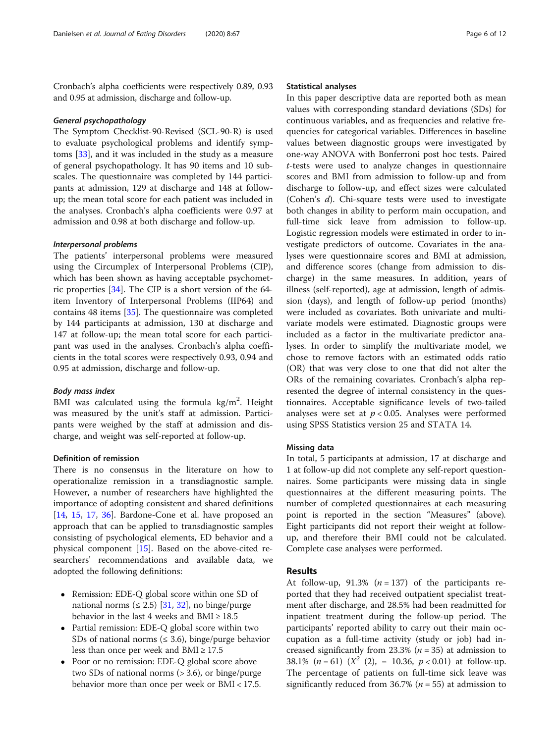Cronbach's alpha coefficients were respectively 0.89, 0.93 and 0.95 at admission, discharge and follow-up.

#### *General psychopathology*

The Symptom Checklist-90-Revised (SCL-90-R) is used to evaluate psychological problems and identify symptoms [33], and it was included in the study as a measure of general psychopathology. It has 90 items and 10 subscales. The questionnaire was completed by 144 participants at admission, 129 at discharge and 148 at follow-up; the mean total score for each patient was included in the analyses. Cronbach's alpha coefficients were 0.97 at admission and 0.98 at both discharge and follow-up.

#### *Interpersonal problems*

The patients' interpersonal problems were measured using the Circumplex of Interpersonal Problems (CIP), which has been shown as having acceptable psychometric properties [34]. The CIP is a short version of the 64-item Inventory of Interpersonal Problems (IIP64) and contains 48 items [35]. The questionnaire was completed by 144 participants at admission, 130 at discharge and 147 at follow-up; the mean total score for each participant was used in the analyses. Cronbach's alpha coefficients in the total scores were respectively 0.93, 0.94 and 0.95 at admission, discharge and follow-up.

#### *Body mass index*

BMI was calculated using the formula kg/m$^2$. Height was measured by the unit's staff at admission. Participants were weighed by the staff at admission and discharge, and weight was self-reported at follow-up.

### Definition of remission

There is no consensus in the literature on how to operationalize remission in a transdiagnostic sample. However, a number of researchers have highlighted the importance of adopting consistent and shared definitions [14, 15, 17, 36]. Bardone-Cone et al. have proposed an approach that can be applied to transdiagnostic samples consisting of psychological elements, ED behavior and a physical component [15]. Based on the above-cited researchers' recommendations and available data, we adopted the following definitions:

- Remission: EDE-Q global score within one SD of national norms (≤ 2.5) [31, 32], no binge/purge behavior in the last 4 weeks and BMI ≥ 18.5
- Partial remission: EDE-Q global score within two SDs of national norms (≤ 3.6), binge/purge behavior less than once per week and BMI ≥ 17.5
- Poor or no remission: EDE-Q global score above two SDs of national norms (> 3.6), or binge/purge behavior more than once per week or BMI < 17.5.

### Statistical analyses

In this paper descriptive data are reported both as mean values with corresponding standard deviations (SDs) for continuous variables, and as frequencies and relative frequencies for categorical variables. Differences in baseline values between diagnostic groups were investigated by one-way ANOVA with Bonferroni post hoc tests. Paired *t*-tests were used to analyze changes in questionnaire scores and BMI from admission to follow-up and from discharge to follow-up, and effect sizes were calculated (Cohen's *d*). Chi-square tests were used to investigate both changes in ability to perform main occupation, and full-time sick leave from admission to follow-up. Logistic regression models were estimated in order to investigate predictors of outcome. Covariates in the analyses were questionnaire scores and BMI at admission, and difference scores (change from admission to discharge) in the same measures. In addition, years of illness (self-reported), age at admission, length of admission (days), and length of follow-up period (months) were included as covariates. Both univariate and multivariate models were estimated. Diagnostic groups were included as a factor in the multivariate predictor analyses. In order to simplify the multivariate model, we chose to remove factors with an estimated odds ratio (OR) that was very close to one that did not alter the ORs of the remaining covariates. Cronbach's alpha represented the degree of internal consistency in the questionnaires. Acceptable significance levels of two-tailed analyses were set at $p < 0.05$. Analyses were performed using SPSS Statistics version 25 and STATA 14.

### Missing data

In total, 5 participants at admission, 17 at discharge and 1 at follow-up did not complete any self-report questionnaires. Some participants were missing data in single questionnaires at the different measuring points. The number of completed questionnaires at each measuring point is reported in the section "Measures" (above). Eight participants did not report their weight at follow-up, and therefore their BMI could not be calculated. Complete case analyses were performed.

## Results

At follow-up, 91.3% ($n = 137$) of the participants reported that they had received outpatient specialist treatment after discharge, and 28.5% had been readmitted for inpatient treatment during the follow-up period. The participants' reported ability to carry out their main occupation as a full-time activity (study or job) had increased significantly from 23.3% ($n = 35$) at admission to 38.1% ($n = 61$) ($X^2$ (2), = 10.36, $p < 0.01$) at follow-up. The percentage of patients on full-time sick leave was significantly reduced from 36.7% ($n = 55$) at admission to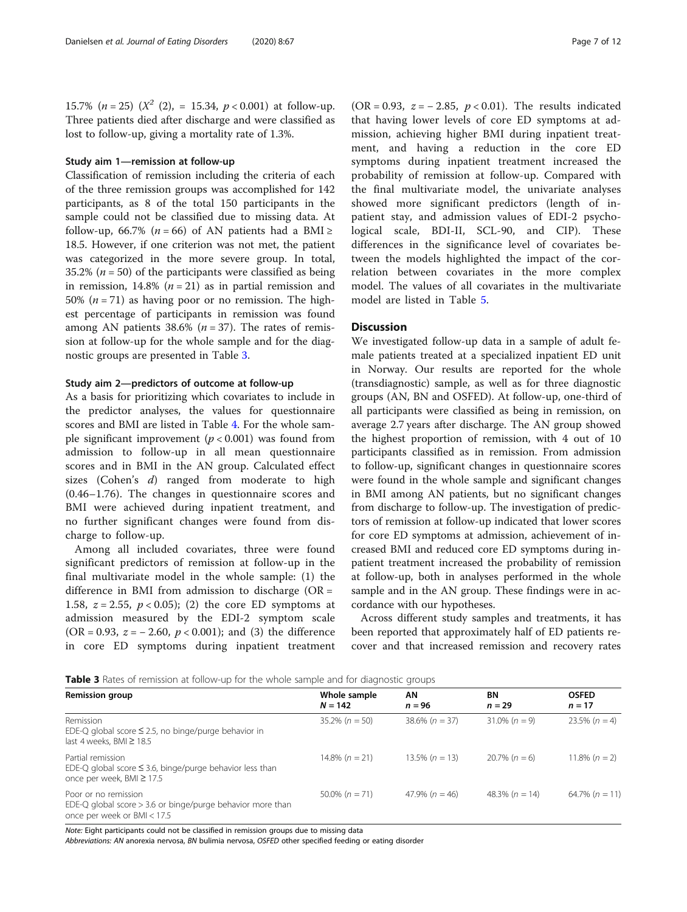15.7% ($n = 25$) ($X^2$ (2), = 15.34, $p < 0.001$) at follow-up. Three patients died after discharge and were classified as lost to follow-up, giving a mortality rate of 1.3%.

### Study aim 1—remission at follow-up

Classification of remission including the criteria of each of the three remission groups was accomplished for 142 participants, as 8 of the total 150 participants in the sample could not be classified due to missing data. At follow-up, 66.7% ($n = 66$) of AN patients had a BMI ≥ 18.5. However, if one criterion was not met, the patient was categorized in the more severe group. In total, 35.2% ($n = 50$) of the participants were classified as being in remission, 14.8% ($n = 21$) as in partial remission and 50% ($n = 71$) as having poor or no remission. The highest percentage of participants in remission was found among AN patients 38.6% ($n = 37$). The rates of remission at follow-up for the whole sample and for the diagnostic groups are presented in Table 3.

### Study aim 2—predictors of outcome at follow-up

As a basis for prioritizing which covariates to include in the predictor analyses, the values for questionnaire scores and BMI are listed in Table 4. For the whole sample significant improvement ($p < 0.001$) was found from admission to follow-up in all mean questionnaire scores and in BMI in the AN group. Calculated effect sizes (Cohen's *d*) ranged from moderate to high (0.46–1.76). The changes in questionnaire scores and BMI were achieved during inpatient treatment, and no further significant changes were found from discharge to follow-up.

Among all included covariates, three were found significant predictors of remission at follow-up in the final multivariate model in the whole sample: (1) the difference in BMI from admission to discharge (OR = 1.58, $z = 2.55$, $p < 0.05$); (2) the core ED symptoms at admission measured by the EDI-2 symptom scale (OR = 0.93, $z = -2.60$, $p < 0.001$); and (3) the difference in core ED symptoms during inpatient treatment (OR = 0.93, $z = -2.85$, $p < 0.01$). The results indicated that having lower levels of core ED symptoms at admission, achieving higher BMI during inpatient treatment, and having a reduction in the core ED symptoms during inpatient treatment increased the probability of remission at follow-up. Compared with the final multivariate model, the univariate analyses showed more significant predictors (length of inpatient stay, and admission values of EDI-2 psychological scale, BDI-II, SCL-90, and CIP). These differences in the significance level of covariates between the models highlighted the impact of the correlation between covariates in the more complex model. The values of all covariates in the multivariate model are listed in Table 5.

## Discussion

We investigated follow-up data in a sample of adult female patients treated at a specialized inpatient ED unit in Norway. Our results are reported for the whole (transdiagnostic) sample, as well as for three diagnostic groups (AN, BN and OSFED). At follow-up, one-third of all participants were classified as being in remission, on average 2.7 years after discharge. The AN group showed the highest proportion of remission, with 4 out of 10 participants classified as in remission. From admission to follow-up, significant changes in questionnaire scores were found in the whole sample and significant changes in BMI among AN patients, but no significant changes from discharge to follow-up. The investigation of predictors of remission at follow-up indicated that lower scores for core ED symptoms at admission, achievement of increased BMI and reduced core ED symptoms during inpatient treatment increased the probability of remission at follow-up, both in analyses performed in the whole sample and in the AN group. These findings were in accordance with our hypotheses.

Across different study samples and treatments, it has been reported that approximately half of ED patients recover and that increased remission and recovery rates

**Table 3** Rates of remission at follow-up for the whole sample and for diagnostic groups

| Remission group | Whole sample $N = 142$ | AN $n = 96$ | BN $n = 29$ | OSFED $n = 17$ |
|---|---|---|---|---|
| Remission<br>EDE-Q global score ≤ 2.5, no binge/purge behavior in last 4 weeks, BMI ≥ 18.5 | 35.2% ($n = 50$) | 38.6% ($n = 37$) | 31.0% ($n = 9$) | 23.5% ($n = 4$) |
| Partial remission<br>EDE-Q global score ≤ 3.6, binge/purge behavior less than once per week, BMI ≥ 17.5 | 14.8% ($n = 21$) | 13.5% ($n = 13$) | 20.7% ($n = 6$) | 11.8% ($n = 2$) |
| Poor or no remission<br>EDE-Q global score > 3.6 or binge/purge behavior more than once per week or BMI < 17.5 | 50.0% ($n = 71$) | 47.9% ($n = 46$) | 48.3% ($n = 14$) | 64.7% ($n = 11$) |

*Note:* Eight participants could not be classified in remission groups due to missing data

*Abbreviations: AN* anorexia nervosa, *BN* bulimia nervosa, *OSFED* other specified feeding or eating disorder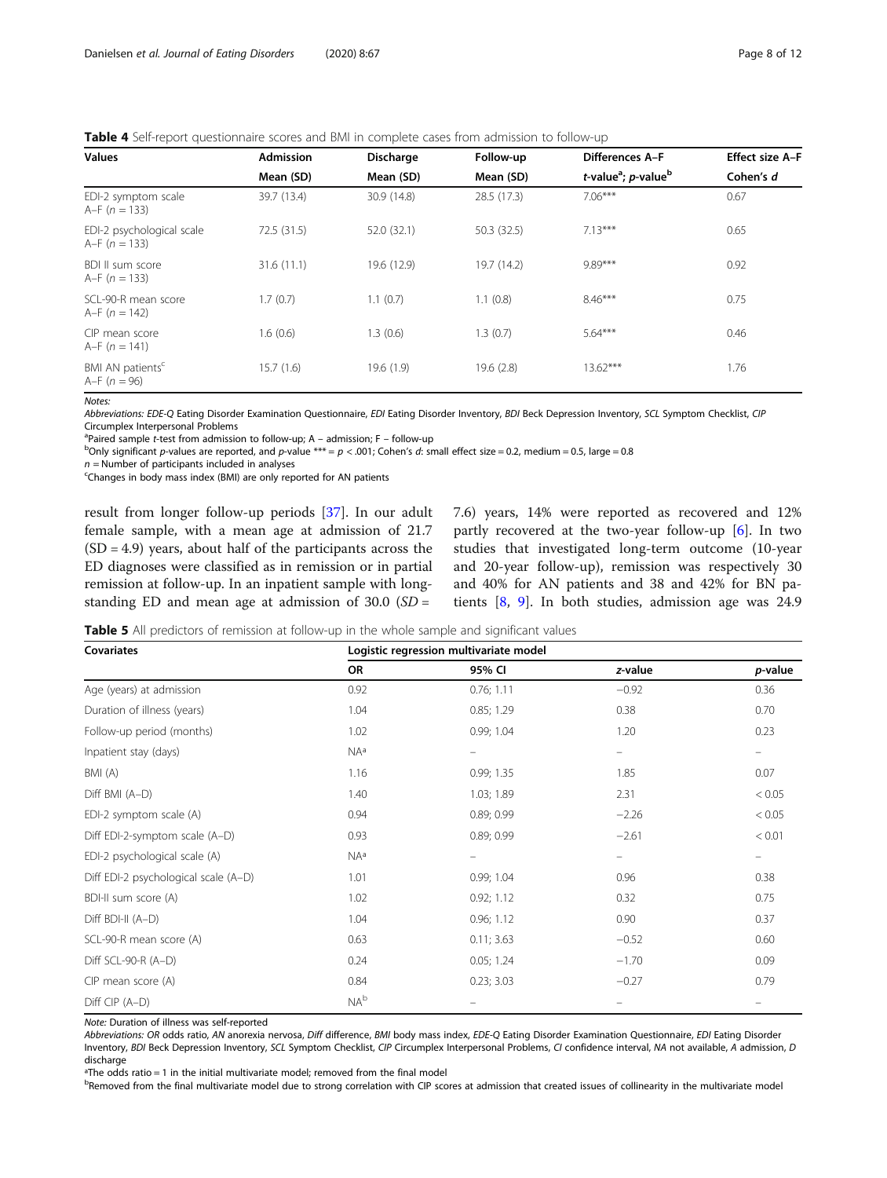**Table 4** Self-report questionnaire scores and BMI in complete cases from admission to follow-up

| Values | Admission | Discharge | Follow-up | Differences A–F | Effect size A–F |
|---|---|---|---|---|---|
| | Mean (SD) | Mean (SD) | Mean (SD) | *t*-value[a]; *p*-value[b] | Cohen's *d* |
| EDI-2 symptom scale A–F ($n$ = 133) | 39.7 (13.4) | 30.9 (14.8) | 28.5 (17.3) | 7.06*** | 0.67 |
| EDI-2 psychological scale A–F ($n$ = 133) | 72.5 (31.5) | 52.0 (32.1) | 50.3 (32.5) | 7.13*** | 0.65 |
| BDI II sum score A–F ($n$ = 133) | 31.6 (11.1) | 19.6 (12.9) | 19.7 (14.2) | 9.89*** | 0.92 |
| SCL-90-R mean score A–F ($n$ = 142) | 1.7 (0.7) | 1.1 (0.7) | 1.1 (0.8) | 8.46*** | 0.75 |
| CIP mean score A–F ($n$ = 141) | 1.6 (0.6) | 1.3 (0.6) | 1.3 (0.7) | 5.64*** | 0.46 |
| BMI AN patients[c] A–F ($n$ = 96) | 15.7 (1.6) | 19.6 (1.9) | 19.6 (2.8) | 13.62*** | 1.76 |

*Notes:*

*Abbreviations: EDE-Q* Eating Disorder Examination Questionnaire, *EDI* Eating Disorder Inventory, *BDI* Beck Depression Inventory, *SCL* Symptom Checklist, *CIP* Circumplex Interpersonal Problems

[a]Paired sample *t*-test from admission to follow-up; A – admission; F – follow-up

[b]Only significant *p*-values are reported, and *p*-value *** = $p < .001$; Cohen's *d*: small effect size = 0.2, medium = 0.5, large = 0.8

$n$ = Number of participants included in analyses

[c]Changes in body mass index (BMI) are only reported for AN patients

result from longer follow-up periods [37]. In our adult female sample, with a mean age at admission of 21.7 (SD = 4.9) years, about half of the participants across the ED diagnoses were classified as in remission or in partial remission at follow-up. In an inpatient sample with long-standing ED and mean age at admission of 30.0 (*SD* = 7.6) years, 14% were reported as recovered and 12% partly recovered at the two-year follow-up [6]. In two studies that investigated long-term outcome (10-year and 20-year follow-up), remission was respectively 30 and 40% for AN patients and 38 and 42% for BN patients [8, 9]. In both studies, admission age was 24.9

**Table 5** All predictors of remission at follow-up in the whole sample and significant values

| Covariates | Logistic regression multivariate model | | | |
|---|---|---|---|---|
| | OR | 95% CI | *z*-value | *p*-value |
| Age (years) at admission | 0.92 | 0.76; 1.11 | −0.92 | 0.36 |
| Duration of illness (years) | 1.04 | 0.85; 1.29 | 0.38 | 0.70 |
| Follow-up period (months) | 1.02 | 0.99; 1.04 | 1.20 | 0.23 |
| Inpatient stay (days) | NA[a] | – | – | – |
| BMI (A) | 1.16 | 0.99; 1.35 | 1.85 | 0.07 |
| Diff BMI (A–D) | 1.40 | 1.03; 1.89 | 2.31 | < 0.05 |
| EDI-2 symptom scale (A) | 0.94 | 0.89; 0.99 | −2.26 | < 0.05 |
| Diff EDI-2-symptom scale (A–D) | 0.93 | 0.89; 0.99 | −2.61 | < 0.01 |
| EDI-2 psychological scale (A) | NA[a] | – | – | – |
| Diff EDI-2 psychological scale (A–D) | 1.01 | 0.99; 1.04 | 0.96 | 0.38 |
| BDI-II sum score (A) | 1.02 | 0.92; 1.12 | 0.32 | 0.75 |
| Diff BDI-II (A–D) | 1.04 | 0.96; 1.12 | 0.90 | 0.37 |
| SCL-90-R mean score (A) | 0.63 | 0.11; 3.63 | −0.52 | 0.60 |
| Diff SCL-90-R (A–D) | 0.24 | 0.05; 1.24 | −1.70 | 0.09 |
| CIP mean score (A) | 0.84 | 0.23; 3.03 | −0.27 | 0.79 |
| Diff CIP (A–D) | NA[b] | – | – | – |

*Note:* Duration of illness was self-reported

*Abbreviations: OR* odds ratio, *AN* anorexia nervosa, *Diff* difference, *BMI* body mass index, *EDE-Q* Eating Disorder Examination Questionnaire, *EDI* Eating Disorder Inventory, *BDI* Beck Depression Inventory, *SCL* Symptom Checklist, *CIP* Circumplex Interpersonal Problems, *CI* confidence interval, *NA* not available, *A* admission, *D* discharge

[a]The odds ratio = 1 in the initial multivariate model; removed from the final model

[b]Removed from the final multivariate model due to strong correlation with CIP scores at admission that created issues of collinearity in the multivariate model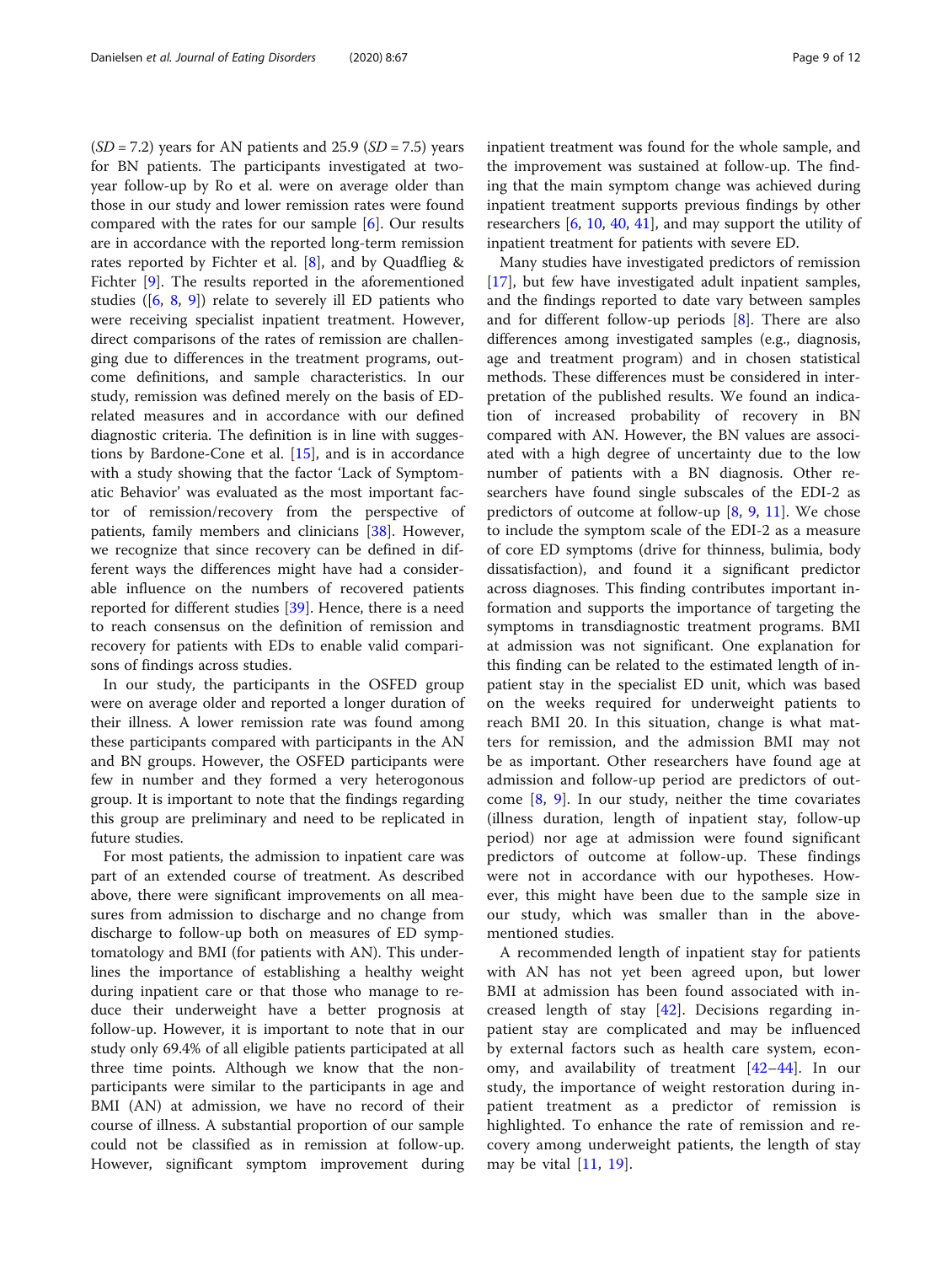($SD = 7.2$) years for AN patients and 25.9 ($SD = 7.5$) years for BN patients. The participants investigated at two-year follow-up by Ro et al. were on average older than those in our study and lower remission rates were found compared with the rates for our sample [6]. Our results are in accordance with the reported long-term remission rates reported by Fichter et al. [8], and by Quadflieg & Fichter [9]. The results reported in the aforementioned studies ([6, 8, 9]) relate to severely ill ED patients who were receiving specialist inpatient treatment. However, direct comparisons of the rates of remission are challenging due to differences in the treatment programs, outcome definitions, and sample characteristics. In our study, remission was defined merely on the basis of ED-related measures and in accordance with our defined diagnostic criteria. The definition is in line with suggestions by Bardone-Cone et al. [15], and is in accordance with a study showing that the factor 'Lack of Symptomatic Behavior' was evaluated as the most important factor of remission/recovery from the perspective of patients, family members and clinicians [38]. However, we recognize that since recovery can be defined in different ways the differences might have had a considerable influence on the numbers of recovered patients reported for different studies [39]. Hence, there is a need to reach consensus on the definition of remission and recovery for patients with EDs to enable valid comparisons of findings across studies.

In our study, the participants in the OSFED group were on average older and reported a longer duration of their illness. A lower remission rate was found among these participants compared with participants in the AN and BN groups. However, the OSFED participants were few in number and they formed a very heterogonous group. It is important to note that the findings regarding this group are preliminary and need to be replicated in future studies.

For most patients, the admission to inpatient care was part of an extended course of treatment. As described above, there were significant improvements on all measures from admission to discharge and no change from discharge to follow-up both on measures of ED symptomatology and BMI (for patients with AN). This underlines the importance of establishing a healthy weight during inpatient care or that those who manage to reduce their underweight have a better prognosis at follow-up. However, it is important to note that in our study only 69.4% of all eligible patients participated at all three time points. Although we know that the non-participants were similar to the participants in age and BMI (AN) at admission, we have no record of their course of illness. A substantial proportion of our sample could not be classified as in remission at follow-up. However, significant symptom improvement during inpatient treatment was found for the whole sample, and the improvement was sustained at follow-up. The finding that the main symptom change was achieved during inpatient treatment supports previous findings by other researchers [6, 10, 40, 41], and may support the utility of inpatient treatment for patients with severe ED.

Many studies have investigated predictors of remission [17], but few have investigated adult inpatient samples, and the findings reported to date vary between samples and for different follow-up periods [8]. There are also differences among investigated samples (e.g., diagnosis, age and treatment program) and in chosen statistical methods. These differences must be considered in interpretation of the published results. We found an indication of increased probability of recovery in BN compared with AN. However, the BN values are associated with a high degree of uncertainty due to the low number of patients with a BN diagnosis. Other researchers have found single subscales of the EDI-2 as predictors of outcome at follow-up [8, 9, 11]. We chose to include the symptom scale of the EDI-2 as a measure of core ED symptoms (drive for thinness, bulimia, body dissatisfaction), and found it a significant predictor across diagnoses. This finding contributes important information and supports the importance of targeting the symptoms in transdiagnostic treatment programs. BMI at admission was not significant. One explanation for this finding can be related to the estimated length of inpatient stay in the specialist ED unit, which was based on the weeks required for underweight patients to reach BMI 20. In this situation, change is what matters for remission, and the admission BMI may not be as important. Other researchers have found age at admission and follow-up period are predictors of outcome [8, 9]. In our study, neither the time covariates (illness duration, length of inpatient stay, follow-up period) nor age at admission were found significant predictors of outcome at follow-up. These findings were not in accordance with our hypotheses. However, this might have been due to the sample size in our study, which was smaller than in the abovementioned studies.

A recommended length of inpatient stay for patients with AN has not yet been agreed upon, but lower BMI at admission has been found associated with increased length of stay [42]. Decisions regarding inpatient stay are complicated and may be influenced by external factors such as health care system, economy, and availability of treatment [42–44]. In our study, the importance of weight restoration during inpatient treatment as a predictor of remission is highlighted. To enhance the rate of remission and recovery among underweight patients, the length of stay may be vital [11, 19].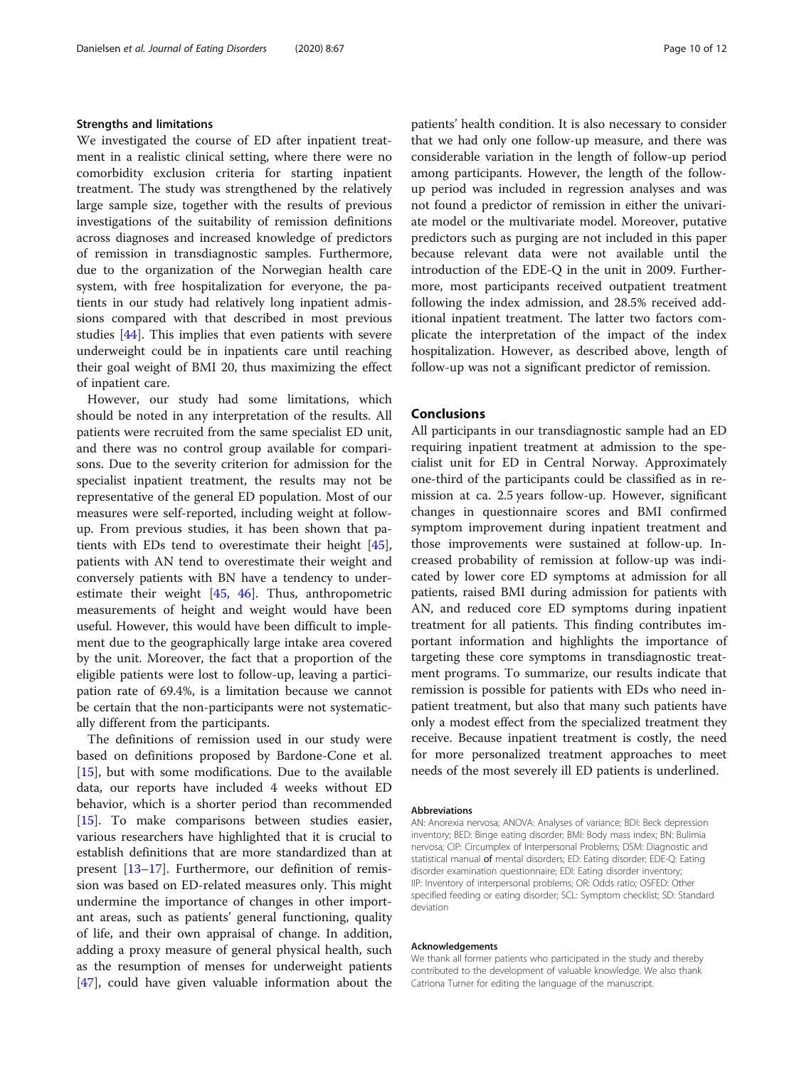### Strengths and limitations

We investigated the course of ED after inpatient treatment in a realistic clinical setting, where there were no comorbidity exclusion criteria for starting inpatient treatment. The study was strengthened by the relatively large sample size, together with the results of previous investigations of the suitability of remission definitions across diagnoses and increased knowledge of predictors of remission in transdiagnostic samples. Furthermore, due to the organization of the Norwegian health care system, with free hospitalization for everyone, the patients in our study had relatively long inpatient admissions compared with that described in most previous studies [44]. This implies that even patients with severe underweight could be in inpatients care until reaching their goal weight of BMI 20, thus maximizing the effect of inpatient care.

However, our study had some limitations, which should be noted in any interpretation of the results. All patients were recruited from the same specialist ED unit, and there was no control group available for comparisons. Due to the severity criterion for admission for the specialist inpatient treatment, the results may not be representative of the general ED population. Most of our measures were self-reported, including weight at follow-up. From previous studies, it has been shown that patients with EDs tend to overestimate their height [45], patients with AN tend to overestimate their weight and conversely patients with BN have a tendency to underestimate their weight [45, 46]. Thus, anthropometric measurements of height and weight would have been useful. However, this would have been difficult to implement due to the geographically large intake area covered by the unit. Moreover, the fact that a proportion of the eligible patients were lost to follow-up, leaving a participation rate of 69.4%, is a limitation because we cannot be certain that the non-participants were not systematically different from the participants.

The definitions of remission used in our study were based on definitions proposed by Bardone-Cone et al. [15], but with some modifications. Due to the available data, our reports have included 4 weeks without ED behavior, which is a shorter period than recommended [15]. To make comparisons between studies easier, various researchers have highlighted that it is crucial to establish definitions that are more standardized than at present [13–17]. Furthermore, our definition of remission was based on ED-related measures only. This might undermine the importance of changes in other important areas, such as patients' general functioning, quality of life, and their own appraisal of change. In addition, adding a proxy measure of general physical health, such as the resumption of menses for underweight patients [47], could have given valuable information about the patients' health condition. It is also necessary to consider that we had only one follow-up measure, and there was considerable variation in the length of follow-up period among participants. However, the length of the follow-up period was included in regression analyses and was not found a predictor of remission in either the univariate model or the multivariate model. Moreover, putative predictors such as purging are not included in this paper because relevant data were not available until the introduction of the EDE-Q in the unit in 2009. Furthermore, most participants received outpatient treatment following the index admission, and 28.5% received additional inpatient treatment. The latter two factors complicate the interpretation of the impact of the index hospitalization. However, as described above, length of follow-up was not a significant predictor of remission.

## Conclusions

All participants in our transdiagnostic sample had an ED requiring inpatient treatment at admission to the specialist unit for ED in Central Norway. Approximately one-third of the participants could be classified as in remission at ca. 2.5 years follow-up. However, significant changes in questionnaire scores and BMI confirmed symptom improvement during inpatient treatment and those improvements were sustained at follow-up. Increased probability of remission at follow-up was indicated by lower core ED symptoms at admission for all patients, raised BMI during admission for patients with AN, and reduced core ED symptoms during inpatient treatment for all patients. This finding contributes important information and highlights the importance of targeting these core symptoms in transdiagnostic treatment programs. To summarize, our results indicate that remission is possible for patients with EDs who need inpatient treatment, but also that many such patients have only a modest effect from the specialized treatment they receive. Because inpatient treatment is costly, the need for more personalized treatment approaches to meet needs of the most severely ill ED patients is underlined.

#### Abbreviations

AN: Anorexia nervosa; ANOVA: Analyses of variance; BDI: Beck depression inventory; BED: Binge eating disorder; BMI: Body mass index; BN: Bulimia nervosa; CIP: Circumplex of Interpersonal Problems; DSM: Diagnostic and statistical manual **of** mental disorders; ED: Eating disorder; EDE-Q: Eating disorder examination questionnaire; EDI: Eating disorder inventory; IIP: Inventory of interpersonal problems; OR: Odds ratio; OSFED: Other specified feeding or eating disorder; SCL: Symptom checklist; SD: Standard deviation

#### Acknowledgements

We thank all former patients who participated in the study and thereby contributed to the development of valuable knowledge. We also thank Catriona Turner for editing the language of the manuscript.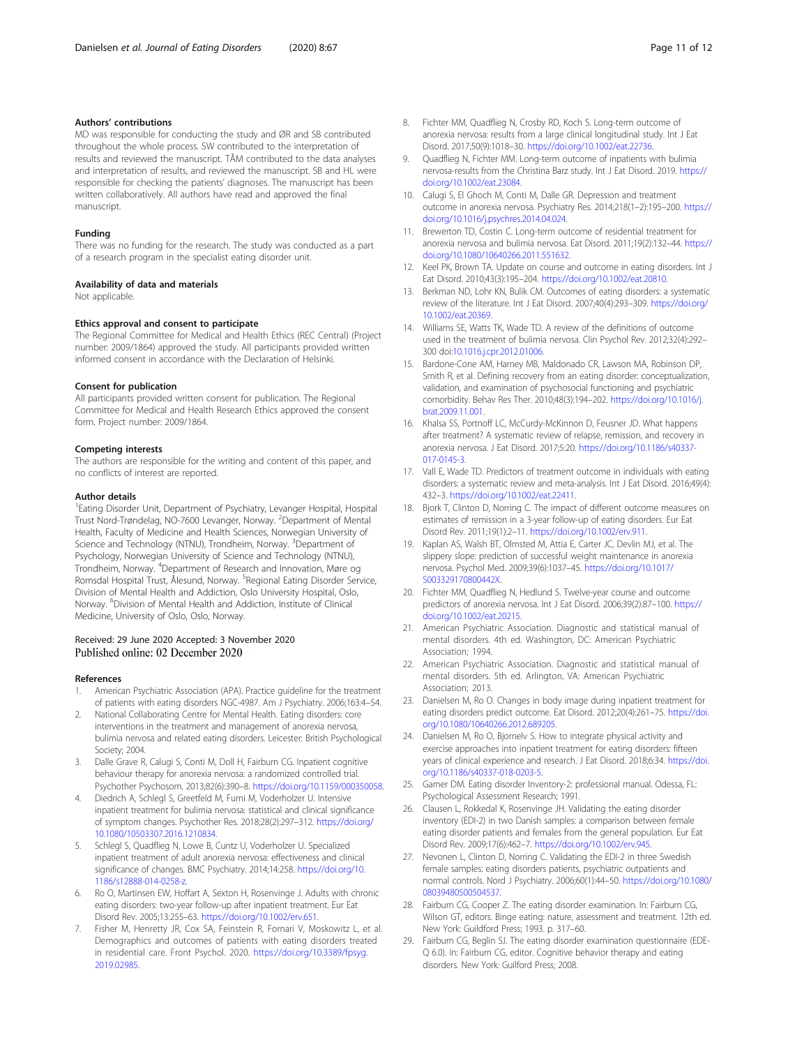### Authors' contributions

MD was responsible for conducting the study and ØR and SB contributed throughout the whole process. SW contributed to the interpretation of results and reviewed the manuscript. TÅM contributed to the data analyses and interpretation of results, and reviewed the manuscript. SB and HL were responsible for checking the patients' diagnoses. The manuscript has been written collaboratively. All authors have read and approved the final manuscript.

### Funding

There was no funding for the research. The study was conducted as a part of a research program in the specialist eating disorder unit.

### Availability of data and materials

Not applicable.

### Ethics approval and consent to participate

The Regional Committee for Medical and Health Ethics (REC Central) (Project number: 2009/1864) approved the study. All participants provided written informed consent in accordance with the Declaration of Helsinki.

### Consent for publication

All participants provided written consent for publication. The Regional Committee for Medical and Health Research Ethics approved the consent form. Project number: 2009/1864.

### Competing interests

The authors are responsible for the writing and content of this paper, and no conflicts of interest are reported.

### Author details

[1]Eating Disorder Unit, Department of Psychiatry, Levanger Hospital, Hospital Trust Nord-Trøndelag, NO-7600 Levanger, Norway. [2]Department of Mental Health, Faculty of Medicine and Health Sciences, Norwegian University of Science and Technology (NTNU), Trondheim, Norway. [3]Department of Psychology, Norwegian University of Science and Technology (NTNU), Trondheim, Norway. [4]Department of Research and Innovation, Møre og Romsdal Hospital Trust, Ålesund, Norway. [5]Regional Eating Disorder Service, Division of Mental Health and Addiction, Oslo University Hospital, Oslo, Norway. [6]Division of Mental Health and Addiction, Institute of Clinical Medicine, University of Oslo, Oslo, Norway.

Received: 29 June 2020 Accepted: 3 November 2020
Published online: 02 December 2020

### References

1. American Psychiatric Association (APA). Practice guideline for the treatment of patients with eating disorders NGC-4987. Am J Psychiatry. 2006;163:4–54.
2. National Collaborating Centre for Mental Health. Eating disorders: core interventions in the treatment and management of anorexia nervosa, bulimia nervosa and related eating disorders. Leicester: British Psychological Society; 2004.
3. Dalle Grave R, Calugi S, Conti M, Doll H, Fairburn CG. Inpatient cognitive behaviour therapy for anorexia nervosa: a randomized controlled trial. Psychother Psychosom. 2013;82(6):390–8. https://doi.org/10.1159/000350058.
4. Diedrich A, Schlegl S, Greetfeld M, Fumi M, Voderholzer U. Intensive inpatient treatment for bulimia nervosa: statistical and clinical significance of symptom changes. Psychother Res. 2018;28(2):297–312. https://doi.org/10.1080/10503307.2016.1210834.
5. Schlegl S, Quadflieg N, Lowe B, Cuntz U, Voderholzer U. Specialized inpatient treatment of adult anorexia nervosa: effectiveness and clinical significance of changes. BMC Psychiatry. 2014;14:258. https://doi.org/10.1186/s12888-014-0258-z.
6. Ro O, Martinsen EW, Hoffart A, Sexton H, Rosenvinge J. Adults with chronic eating disorders: two-year follow-up after inpatient treatment. Eur Eat Disord Rev. 2005;13:255–63. https://doi.org/10.1002/erv.651.
7. Fisher M, Henretty JR, Cox SA, Feinstein R, Fornari V, Moskowitz L, et al. Demographics and outcomes of patients with eating disorders treated in residential care. Front Psychol. 2020. https://doi.org/10.3389/fpsyg.2019.02985.
8. Fichter MM, Quadflieg N, Crosby RD, Koch S. Long-term outcome of anorexia nervosa: results from a large clinical longitudinal study. Int J Eat Disord. 2017;50(9):1018–30. https://doi.org/10.1002/eat.22736.
9. Quadflieg N, Fichter MM. Long-term outcome of inpatients with bulimia nervosa-results from the Christina Barz study. Int J Eat Disord. 2019. https://doi.org/10.1002/eat.23084.
10. Calugi S, El Ghoch M, Conti M, Dalle GR. Depression and treatment outcome in anorexia nervosa. Psychiatry Res. 2014;218(1–2):195–200. https://doi.org/10.1016/j.psychres.2014.04.024.
11. Brewerton TD, Costin C. Long-term outcome of residential treatment for anorexia nervosa and bulimia nervosa. Eat Disord. 2011;19(2):132–44. https://doi.org/10.1080/10640266.2011.551632.
12. Keel PK, Brown TA. Update on course and outcome in eating disorders. Int J Eat Disord. 2010;43(3):195–204. https://doi.org/10.1002/eat.20810.
13. Berkman ND, Lohr KN, Bulik CM. Outcomes of eating disorders: a systematic review of the literature. Int J Eat Disord. 2007;40(4):293–309. https://doi.org/10.1002/eat.20369.
14. Williams SE, Watts TK, Wade TD. A review of the definitions of outcome used in the treatment of bulimia nervosa. Clin Psychol Rev. 2012;32(4):292–300 doi:10.1016.j.cpr.2012.01006.
15. Bardone-Cone AM, Harney MB, Maldonado CR, Lawson MA, Robinson DP, Smith R, et al. Defining recovery from an eating disorder: conceptualization, validation, and examination of psychosocial functioning and psychiatric comorbidity. Behav Res Ther. 2010;48(3):194–202. https://doi.org/10.1016/j.brat.2009.11.001.
16. Khalsa SS, Portnoff LC, McCurdy-McKinnon D, Feusner JD. What happens after treatment? A systematic review of relapse, remission, and recovery in anorexia nervosa. J Eat Disord. 2017;5:20. https://doi.org/10.1186/s40337-017-0145-3.
17. Vall E, Wade TD. Predictors of treatment outcome in individuals with eating disorders: a systematic review and meta-analysis. Int J Eat Disord. 2016;49(4):432–3. https://doi.org/10.1002/eat.22411.
18. Bjork T, Clinton D, Norring C. The impact of different outcome measures on estimates of remission in a 3-year follow-up of eating disorders. Eur Eat Disord Rev. 2011;19(1):2–11. https://doi.org/10.1002/erv.911.
19. Kaplan AS, Walsh BT, Olmsted M, Attia E, Carter JC, Devlin MJ, et al. The slippery slope: prediction of successful weight maintenance in anorexia nervosa. Psychol Med. 2009;39(6):1037–45. https://doi.org/10.1017/S003329170800442X.
20. Fichter MM, Quadflieg N, Hedlund S. Twelve-year course and outcome predictors of anorexia nervosa. Int J Eat Disord. 2006;39(2):87–100. https://doi.org/10.1002/eat.20215.
21. American Psychiatric Association. Diagnostic and statistical manual of mental disorders. 4th ed. Washington, DC: American Psychiatric Association; 1994.
22. American Psychiatric Association. Diagnostic and statistical manual of mental disorders. 5th ed. Arlington, VA: American Psychiatric Association; 2013.
23. Danielsen M, Ro O. Changes in body image during inpatient treatment for eating disorders predict outcome. Eat Disord. 2012;20(4):261–75. https://doi.org/10.1080/10640266.2012.689205.
24. Danielsen M, Ro O, Bjornelv S. How to integrate physical activity and exercise approaches into inpatient treatment for eating disorders: fifteen years of clinical experience and research. J Eat Disord. 2018;6:34. https://doi.org/10.1186/s40337-018-0203-5.
25. Garner DM. Eating disorder Inventory-2: professional manual. Odessa, FL: Psychological Assessment Research; 1991.
26. Clausen L, Rokkedal K, Rosenvinge JH. Validating the eating disorder inventory (EDI-2) in two Danish samples: a comparison between female eating disorder patients and females from the general population. Eur Eat Disord Rev. 2009;17(6):462–7. https://doi.org/10.1002/erv.945.
27. Nevonen L, Clinton D, Norring C. Validating the EDI-2 in three Swedish female samples: eating disorders patients, psychiatric outpatients and normal controls. Nord J Psychiatry. 2006;60(1):44–50. https://doi.org/10.1080/08039480500504537.
28. Fairburn CG, Cooper Z. The eating disorder examination. In: Fairburn CG, Wilson GT, editors. Binge eating: nature, assessment and treatment. 12th ed. New York: Guildford Press; 1993. p. 317–60.
29. Fairburn CG, Beglin SJ. The eating disorder examination questionnaire (EDE-Q 6.0). In: Fairburn CG, editor. Cognitive behavior therapy and eating disorders. New York: Guilford Press; 2008.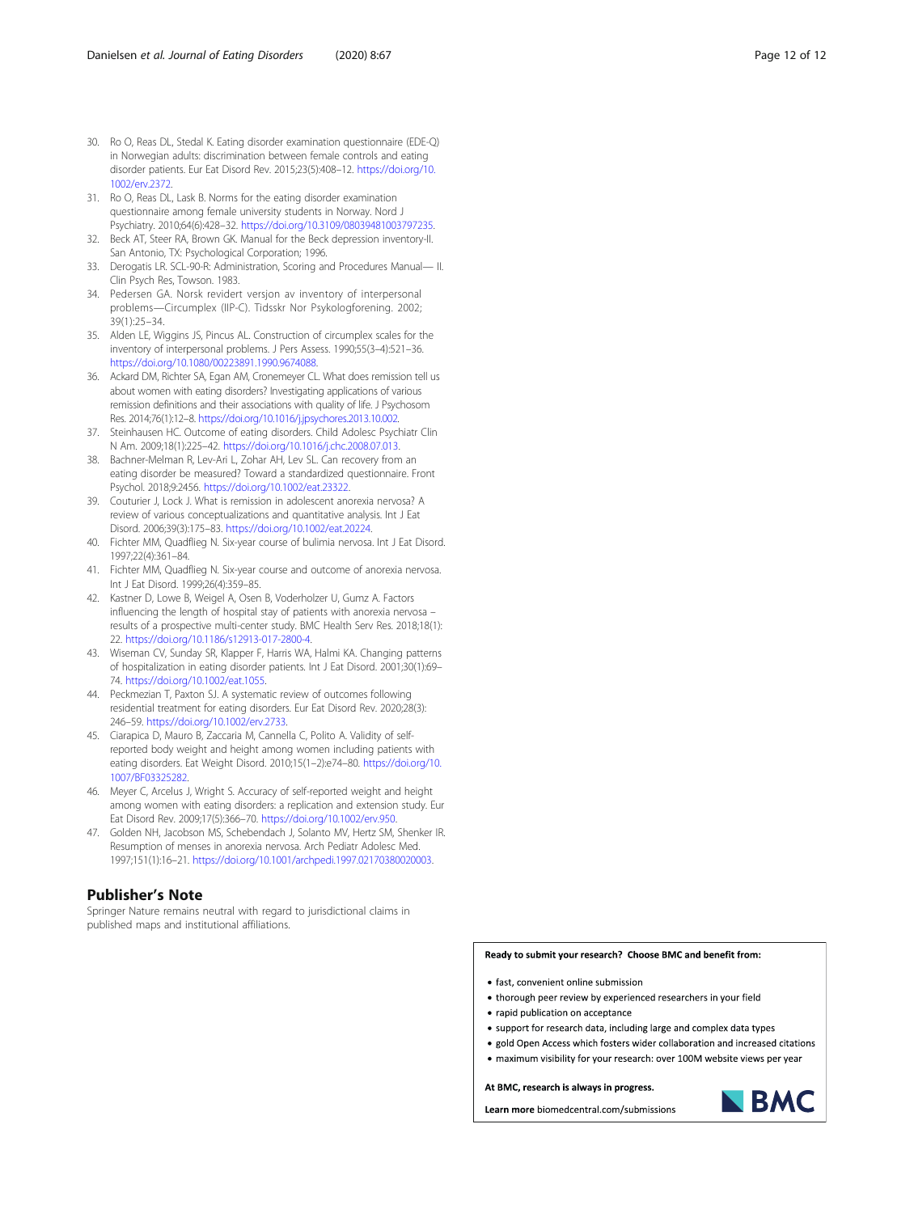30. Ro O, Reas DL, Stedal K. Eating disorder examination questionnaire (EDE-Q) in Norwegian adults: discrimination between female controls and eating disorder patients. Eur Eat Disord Rev. 2015;23(5):408–12. https://doi.org/10.1002/erv.2372.
31. Ro O, Reas DL, Lask B. Norms for the eating disorder examination questionnaire among female university students in Norway. Nord J Psychiatry. 2010;64(6):428–32. https://doi.org/10.3109/08039481003797235.
32. Beck AT, Steer RA, Brown GK. Manual for the Beck depression inventory-II. San Antonio, TX: Psychological Corporation; 1996.
33. Derogatis LR. SCL-90-R: Administration, Scoring and Procedures Manual— II. Clin Psych Res, Towson. 1983.
34. Pedersen GA. Norsk revidert versjon av inventory of interpersonal problems—Circumplex (IIP-C). Tidsskr Nor Psykologforening. 2002; 39(1):25–34.
35. Alden LE, Wiggins JS, Pincus AL. Construction of circumplex scales for the inventory of interpersonal problems. J Pers Assess. 1990;55(3–4):521–36. https://doi.org/10.1080/00223891.1990.9674088.
36. Ackard DM, Richter SA, Egan AM, Cronemeyer CL. What does remission tell us about women with eating disorders? Investigating applications of various remission definitions and their associations with quality of life. J Psychosom Res. 2014;76(1):12–8. https://doi.org/10.1016/j.jpsychores.2013.10.002.
37. Steinhausen HC. Outcome of eating disorders. Child Adolesc Psychiatr Clin N Am. 2009;18(1):225–42. https://doi.org/10.1016/j.chc.2008.07.013.
38. Bachner-Melman R, Lev-Ari L, Zohar AH, Lev SL. Can recovery from an eating disorder be measured? Toward a standardized questionnaire. Front Psychol. 2018;9:2456. https://doi.org/10.1002/eat.23322.
39. Couturier J, Lock J. What is remission in adolescent anorexia nervosa? A review of various conceptualizations and quantitative analysis. Int J Eat Disord. 2006;39(3):175–83. https://doi.org/10.1002/eat.20224.
40. Fichter MM, Quadflieg N. Six-year course of bulimia nervosa. Int J Eat Disord. 1997;22(4):361–84.
41. Fichter MM, Quadflieg N. Six-year course and outcome of anorexia nervosa. Int J Eat Disord. 1999;26(4):359–85.
42. Kastner D, Lowe B, Weigel A, Osen B, Voderholzer U, Gumz A. Factors influencing the length of hospital stay of patients with anorexia nervosa – results of a prospective multi-center study. BMC Health Serv Res. 2018;18(1):22. https://doi.org/10.1186/s12913-017-2800-4.
43. Wiseman CV, Sunday SR, Klapper F, Harris WA, Halmi KA. Changing patterns of hospitalization in eating disorder patients. Int J Eat Disord. 2001;30(1):69–74. https://doi.org/10.1002/eat.1055.
44. Peckmezian T, Paxton SJ. A systematic review of outcomes following residential treatment for eating disorders. Eur Eat Disord Rev. 2020;28(3):246–59. https://doi.org/10.1002/erv.2733.
45. Ciarapica D, Mauro B, Zaccaria M, Cannella C, Polito A. Validity of self-reported body weight and height among women including patients with eating disorders. Eat Weight Disord. 2010;15(1–2):e74–80. https://doi.org/10.1007/BF03325282.
46. Meyer C, Arcelus J, Wright S. Accuracy of self-reported weight and height among women with eating disorders: a replication and extension study. Eur Eat Disord Rev. 2009;17(5):366–70. https://doi.org/10.1002/erv.950.
47. Golden NH, Jacobson MS, Schebendach J, Solanto MV, Hertz SM, Shenker IR. Resumption of menses in anorexia nervosa. Arch Pediatr Adolesc Med. 1997;151(1):16–21. https://doi.org/10.1001/archpedi.1997.02170380020003.

## Publisher's Note

Springer Nature remains neutral with regard to jurisdictional claims in published maps and institutional affiliations.

**Ready to submit your research? Choose BMC and benefit from:**

- fast, convenient online submission
- thorough peer review by experienced researchers in your field
- rapid publication on acceptance
- support for research data, including large and complex data types
- gold Open Access which fosters wider collaboration and increased citations
- maximum visibility for your research: over 100M website views per year

**At BMC, research is always in progress.**

**Learn more** biomedcentral.com/submissions

BMC